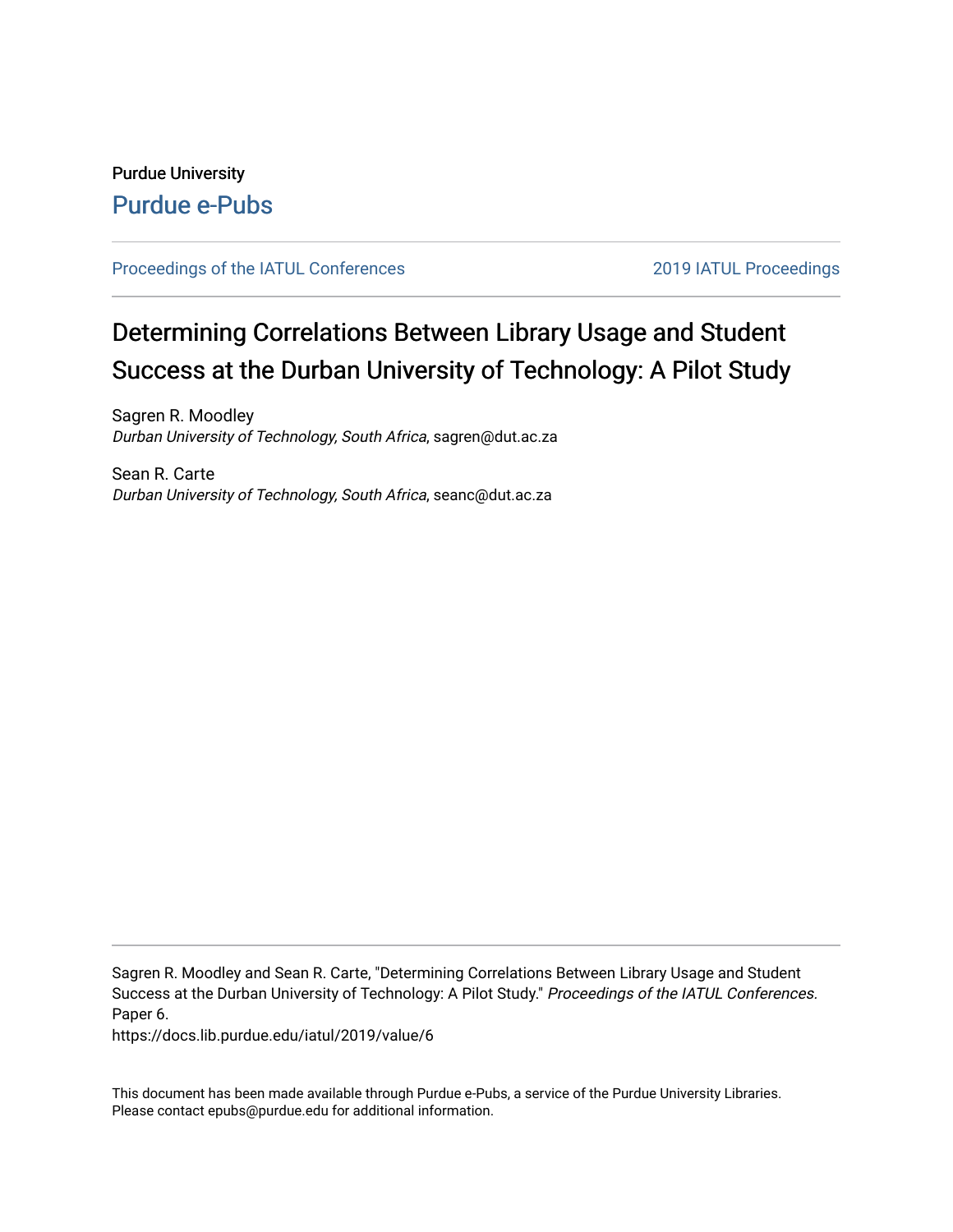Purdue University

Purdue e-Pubs

Proceedings of the IATUL Conferences

2019 IATUL Proceedings

# Determining Correlations Between Library Usage and Student Success at the Durban University of Technology: A Pilot Study

Sagren R. Moodley
*Durban University of Technology, South Africa*, sagren@dut.ac.za

Sean R. Carte
*Durban University of Technology, South Africa*, seanc@dut.ac.za

Sagren R. Moodley and Sean R. Carte, "Determining Correlations Between Library Usage and Student Success at the Durban University of Technology: A Pilot Study." *Proceedings of the IATUL Conferences.* Paper 6.
https://docs.lib.purdue.edu/iatul/2019/value/6

This document has been made available through Purdue e-Pubs, a service of the Purdue University Libraries. Please contact epubs@purdue.edu for additional information.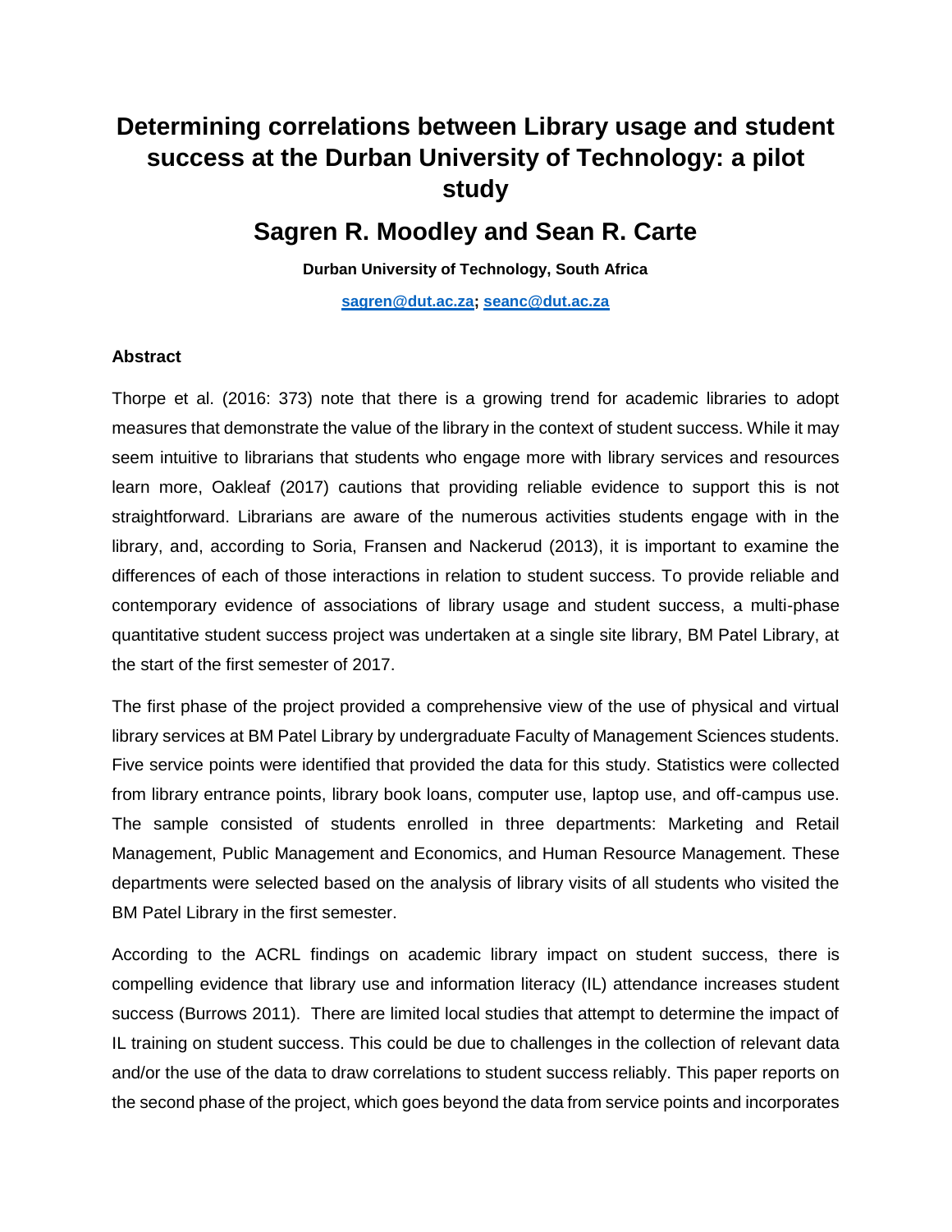# Determining correlations between Library usage and student success at the Durban University of Technology: a pilot study

## Sagren R. Moodley and Sean R. Carte

**Durban University of Technology, South Africa**

**sagren@dut.ac.za; seanc@dut.ac.za**

### Abstract

Thorpe et al. (2016: 373) note that there is a growing trend for academic libraries to adopt measures that demonstrate the value of the library in the context of student success. While it may seem intuitive to librarians that students who engage more with library services and resources learn more, Oakleaf (2017) cautions that providing reliable evidence to support this is not straightforward. Librarians are aware of the numerous activities students engage with in the library, and, according to Soria, Fransen and Nackerud (2013), it is important to examine the differences of each of those interactions in relation to student success. To provide reliable and contemporary evidence of associations of library usage and student success, a multi-phase quantitative student success project was undertaken at a single site library, BM Patel Library, at the start of the first semester of 2017.

The first phase of the project provided a comprehensive view of the use of physical and virtual library services at BM Patel Library by undergraduate Faculty of Management Sciences students. Five service points were identified that provided the data for this study. Statistics were collected from library entrance points, library book loans, computer use, laptop use, and off-campus use. The sample consisted of students enrolled in three departments: Marketing and Retail Management, Public Management and Economics, and Human Resource Management. These departments were selected based on the analysis of library visits of all students who visited the BM Patel Library in the first semester.

According to the ACRL findings on academic library impact on student success, there is compelling evidence that library use and information literacy (IL) attendance increases student success (Burrows 2011). There are limited local studies that attempt to determine the impact of IL training on student success. This could be due to challenges in the collection of relevant data and/or the use of the data to draw correlations to student success reliably. This paper reports on the second phase of the project, which goes beyond the data from service points and incorporates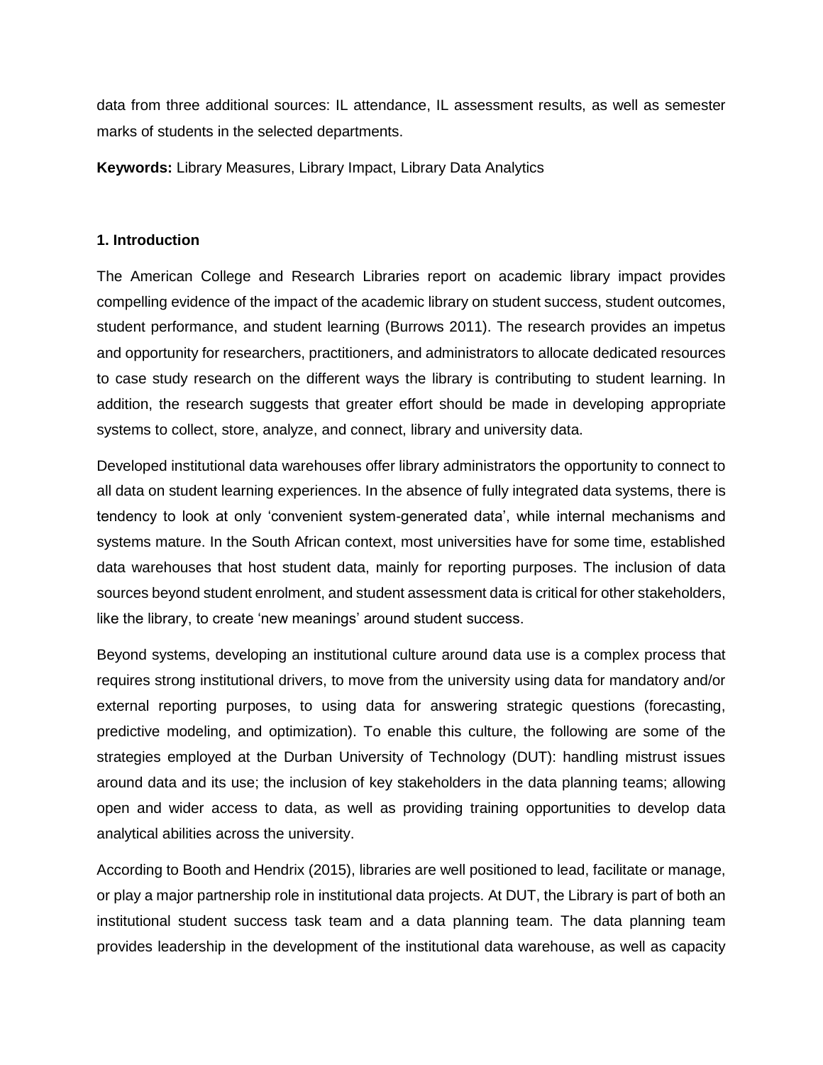data from three additional sources: IL attendance, IL assessment results, as well as semester marks of students in the selected departments.

**Keywords:** Library Measures, Library Impact, Library Data Analytics

## 1. Introduction

The American College and Research Libraries report on academic library impact provides compelling evidence of the impact of the academic library on student success, student outcomes, student performance, and student learning (Burrows 2011). The research provides an impetus and opportunity for researchers, practitioners, and administrators to allocate dedicated resources to case study research on the different ways the library is contributing to student learning. In addition, the research suggests that greater effort should be made in developing appropriate systems to collect, store, analyze, and connect, library and university data.

Developed institutional data warehouses offer library administrators the opportunity to connect to all data on student learning experiences. In the absence of fully integrated data systems, there is tendency to look at only 'convenient system-generated data', while internal mechanisms and systems mature. In the South African context, most universities have for some time, established data warehouses that host student data, mainly for reporting purposes. The inclusion of data sources beyond student enrolment, and student assessment data is critical for other stakeholders, like the library, to create 'new meanings' around student success.

Beyond systems, developing an institutional culture around data use is a complex process that requires strong institutional drivers, to move from the university using data for mandatory and/or external reporting purposes, to using data for answering strategic questions (forecasting, predictive modeling, and optimization). To enable this culture, the following are some of the strategies employed at the Durban University of Technology (DUT): handling mistrust issues around data and its use; the inclusion of key stakeholders in the data planning teams; allowing open and wider access to data, as well as providing training opportunities to develop data analytical abilities across the university.

According to Booth and Hendrix (2015), libraries are well positioned to lead, facilitate or manage, or play a major partnership role in institutional data projects. At DUT, the Library is part of both an institutional student success task team and a data planning team. The data planning team provides leadership in the development of the institutional data warehouse, as well as capacity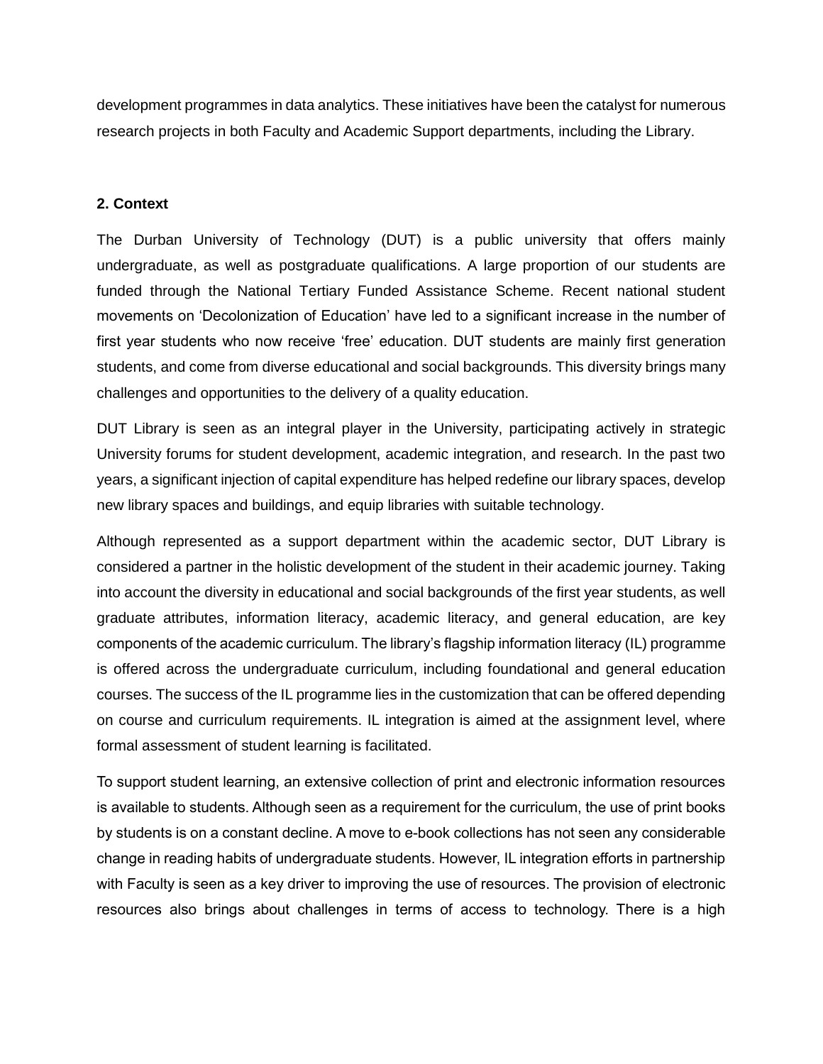development programmes in data analytics. These initiatives have been the catalyst for numerous research projects in both Faculty and Academic Support departments, including the Library.

## 2. Context

The Durban University of Technology (DUT) is a public university that offers mainly undergraduate, as well as postgraduate qualifications. A large proportion of our students are funded through the National Tertiary Funded Assistance Scheme. Recent national student movements on 'Decolonization of Education' have led to a significant increase in the number of first year students who now receive 'free' education. DUT students are mainly first generation students, and come from diverse educational and social backgrounds. This diversity brings many challenges and opportunities to the delivery of a quality education.

DUT Library is seen as an integral player in the University, participating actively in strategic University forums for student development, academic integration, and research. In the past two years, a significant injection of capital expenditure has helped redefine our library spaces, develop new library spaces and buildings, and equip libraries with suitable technology.

Although represented as a support department within the academic sector, DUT Library is considered a partner in the holistic development of the student in their academic journey. Taking into account the diversity in educational and social backgrounds of the first year students, as well graduate attributes, information literacy, academic literacy, and general education, are key components of the academic curriculum. The library's flagship information literacy (IL) programme is offered across the undergraduate curriculum, including foundational and general education courses. The success of the IL programme lies in the customization that can be offered depending on course and curriculum requirements. IL integration is aimed at the assignment level, where formal assessment of student learning is facilitated.

To support student learning, an extensive collection of print and electronic information resources is available to students. Although seen as a requirement for the curriculum, the use of print books by students is on a constant decline. A move to e-book collections has not seen any considerable change in reading habits of undergraduate students. However, IL integration efforts in partnership with Faculty is seen as a key driver to improving the use of resources. The provision of electronic resources also brings about challenges in terms of access to technology. There is a high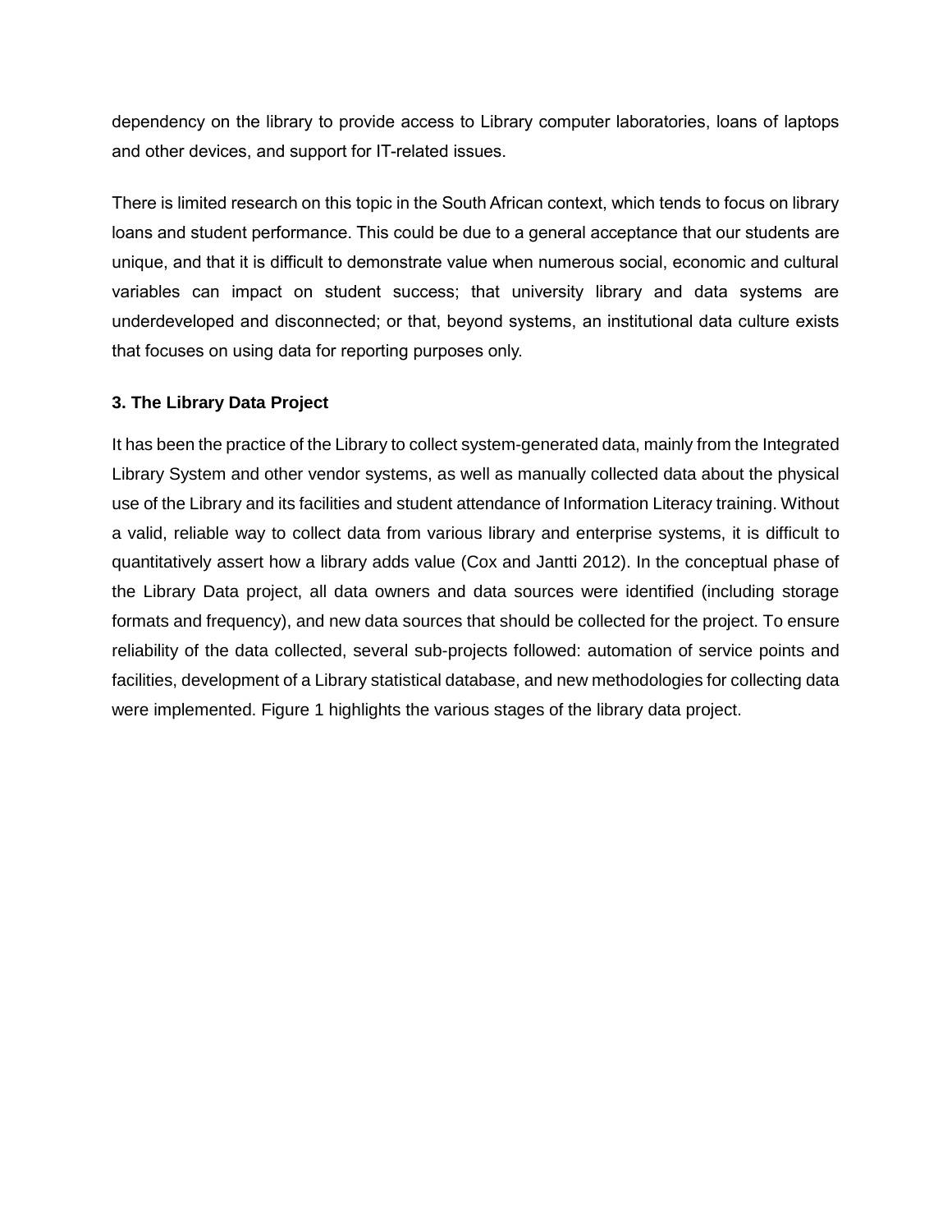dependency on the library to provide access to Library computer laboratories, loans of laptops and other devices, and support for IT-related issues.

There is limited research on this topic in the South African context, which tends to focus on library loans and student performance. This could be due to a general acceptance that our students are unique, and that it is difficult to demonstrate value when numerous social, economic and cultural variables can impact on student success; that university library and data systems are underdeveloped and disconnected; or that, beyond systems, an institutional data culture exists that focuses on using data for reporting purposes only.

### 3. The Library Data Project

It has been the practice of the Library to collect system-generated data, mainly from the Integrated Library System and other vendor systems, as well as manually collected data about the physical use of the Library and its facilities and student attendance of Information Literacy training. Without a valid, reliable way to collect data from various library and enterprise systems, it is difficult to quantitatively assert how a library adds value (Cox and Jantti 2012). In the conceptual phase of the Library Data project, all data owners and data sources were identified (including storage formats and frequency), and new data sources that should be collected for the project. To ensure reliability of the data collected, several sub-projects followed: automation of service points and facilities, development of a Library statistical database, and new methodologies for collecting data were implemented. Figure 1 highlights the various stages of the library data project.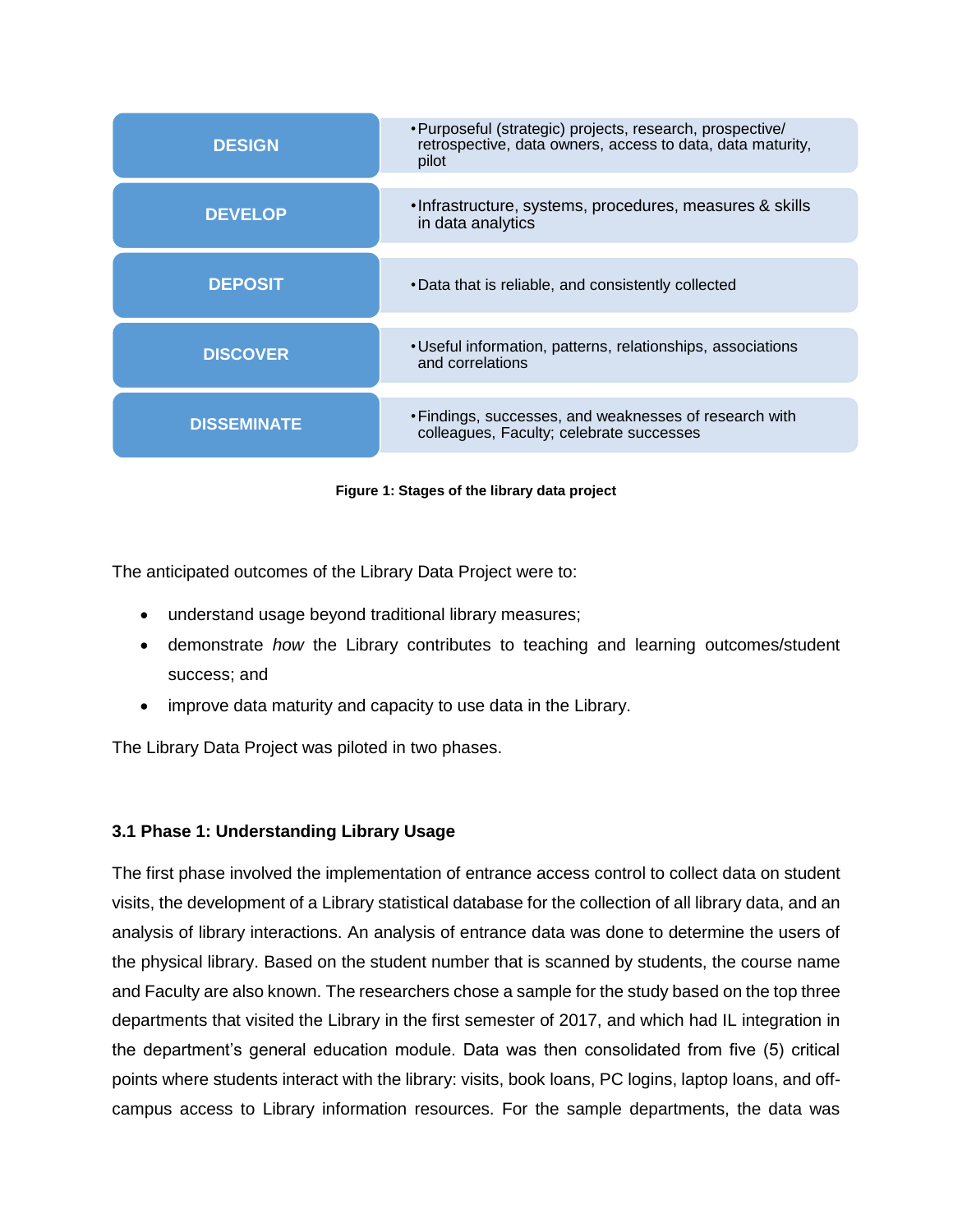| Stage | Description |
| --- | --- |
| **DESIGN** | • Purposeful (strategic) projects, research, prospective/ retrospective, data owners, access to data, data maturity, pilot |
| **DEVELOP** | • Infrastructure, systems, procedures, measures & skills in data analytics |
| **DEPOSIT** | • Data that is reliable, and consistently collected |
| **DISCOVER** | • Useful information, patterns, relationships, associations and correlations |
| **DISSEMINATE** | • Findings, successes, and weaknesses of research with colleagues, Faculty; celebrate successes |

**Figure 1: Stages of the library data project**

The anticipated outcomes of the Library Data Project were to:

- understand usage beyond traditional library measures;
- demonstrate *how* the Library contributes to teaching and learning outcomes/student success; and
- improve data maturity and capacity to use data in the Library.

The Library Data Project was piloted in two phases.

### 3.1 Phase 1: Understanding Library Usage

The first phase involved the implementation of entrance access control to collect data on student visits, the development of a Library statistical database for the collection of all library data, and an analysis of library interactions. An analysis of entrance data was done to determine the users of the physical library. Based on the student number that is scanned by students, the course name and Faculty are also known. The researchers chose a sample for the study based on the top three departments that visited the Library in the first semester of 2017, and which had IL integration in the department's general education module. Data was then consolidated from five (5) critical points where students interact with the library: visits, book loans, PC logins, laptop loans, and off-campus access to Library information resources. For the sample departments, the data was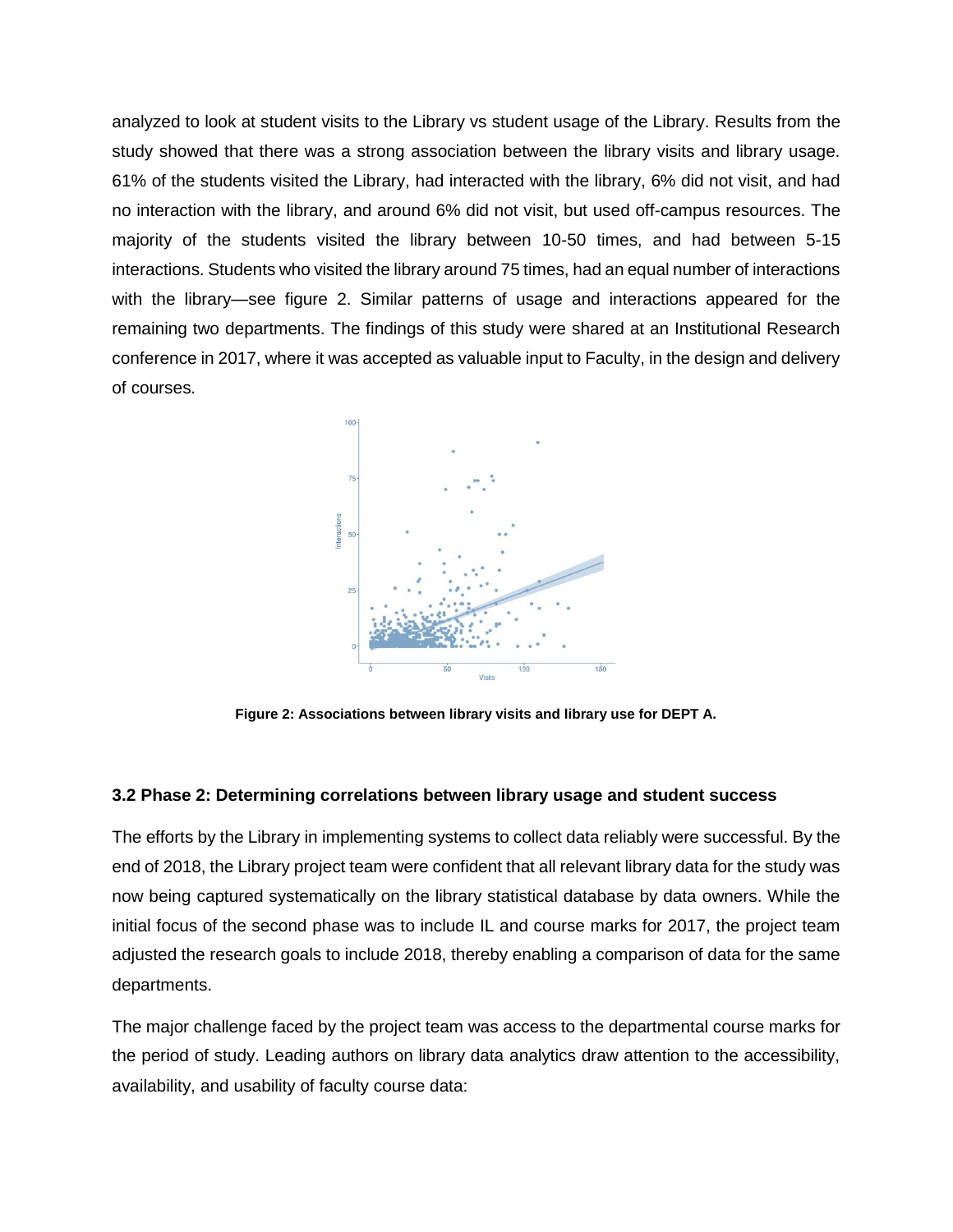analyzed to look at student visits to the Library vs student usage of the Library. Results from the study showed that there was a strong association between the library visits and library usage. 61% of the students visited the Library, had interacted with the library, 6% did not visit, and had no interaction with the library, and around 6% did not visit, but used off-campus resources. The majority of the students visited the library between 10-50 times, and had between 5-15 interactions. Students who visited the library around 75 times, had an equal number of interactions with the library—see figure 2. Similar patterns of usage and interactions appeared for the remaining two departments. The findings of this study were shared at an Institutional Research conference in 2017, where it was accepted as valuable input to Faculty, in the design and delivery of courses.

**Figure 2: Associations between library visits and library use for DEPT A.**

### 3.2 Phase 2: Determining correlations between library usage and student success

The efforts by the Library in implementing systems to collect data reliably were successful. By the end of 2018, the Library project team were confident that all relevant library data for the study was now being captured systematically on the library statistical database by data owners. While the initial focus of the second phase was to include IL and course marks for 2017, the project team adjusted the research goals to include 2018, thereby enabling a comparison of data for the same departments.

The major challenge faced by the project team was access to the departmental course marks for the period of study. Leading authors on library data analytics draw attention to the accessibility, availability, and usability of faculty course data: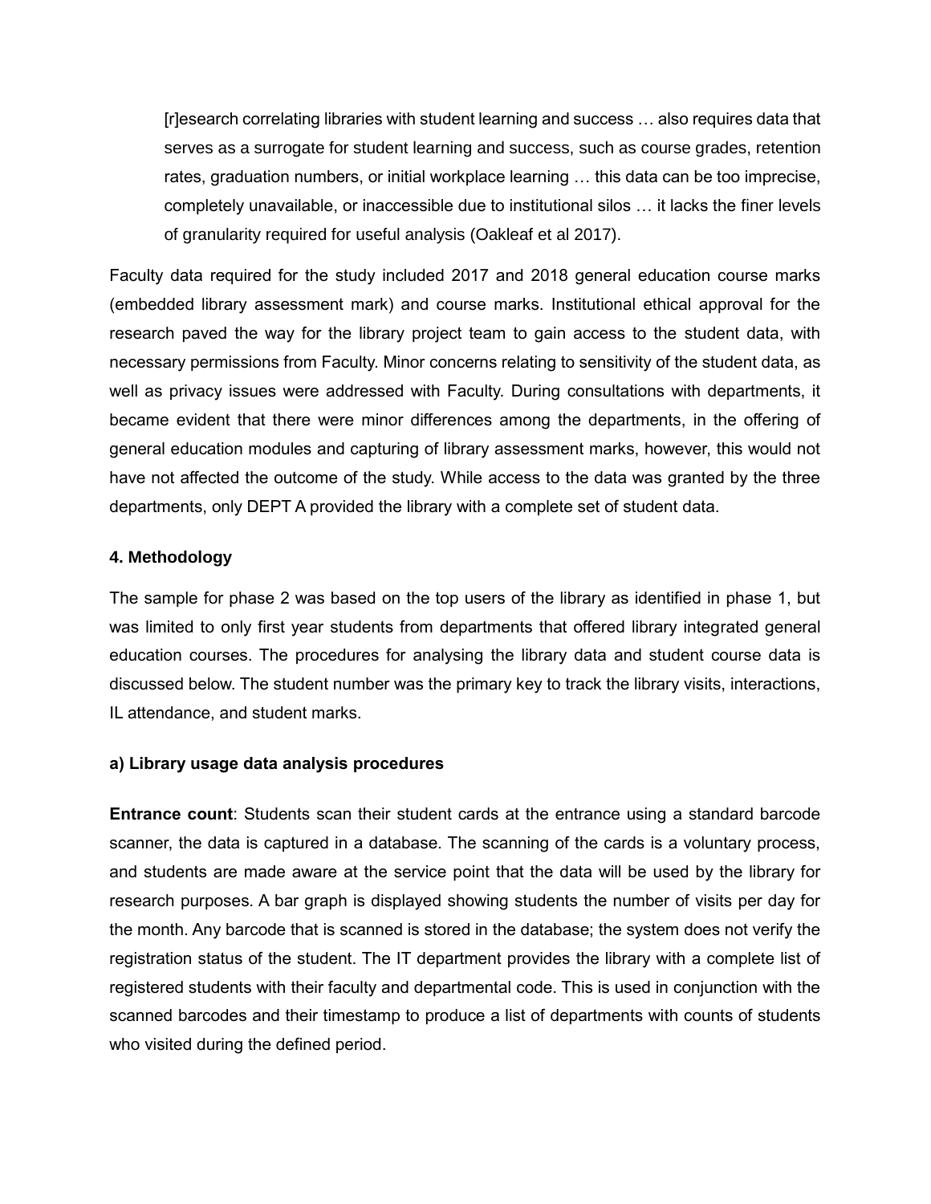> [r]esearch correlating libraries with student learning and success … also requires data that serves as a surrogate for student learning and success, such as course grades, retention rates, graduation numbers, or initial workplace learning … this data can be too imprecise, completely unavailable, or inaccessible due to institutional silos … it lacks the finer levels of granularity required for useful analysis (Oakleaf et al 2017).

Faculty data required for the study included 2017 and 2018 general education course marks (embedded library assessment mark) and course marks. Institutional ethical approval for the research paved the way for the library project team to gain access to the student data, with necessary permissions from Faculty. Minor concerns relating to sensitivity of the student data, as well as privacy issues were addressed with Faculty. During consultations with departments, it became evident that there were minor differences among the departments, in the offering of general education modules and capturing of library assessment marks, however, this would not have not affected the outcome of the study. While access to the data was granted by the three departments, only DEPT A provided the library with a complete set of student data.

#### 4. Methodology

The sample for phase 2 was based on the top users of the library as identified in phase 1, but was limited to only first year students from departments that offered library integrated general education courses. The procedures for analysing the library data and student course data is discussed below. The student number was the primary key to track the library visits, interactions, IL attendance, and student marks.

#### a) Library usage data analysis procedures

**Entrance count**: Students scan their student cards at the entrance using a standard barcode scanner, the data is captured in a database. The scanning of the cards is a voluntary process, and students are made aware at the service point that the data will be used by the library for research purposes. A bar graph is displayed showing students the number of visits per day for the month. Any barcode that is scanned is stored in the database; the system does not verify the registration status of the student. The IT department provides the library with a complete list of registered students with their faculty and departmental code. This is used in conjunction with the scanned barcodes and their timestamp to produce a list of departments with counts of students who visited during the defined period.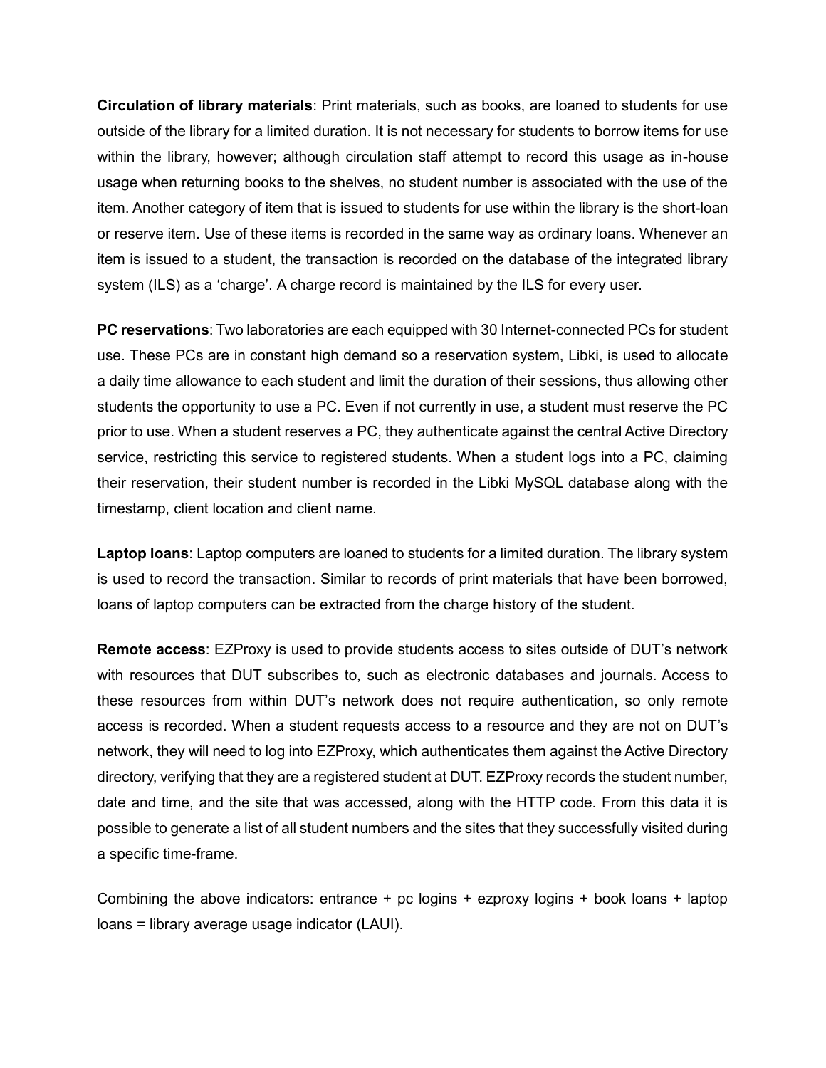**Circulation of library materials**: Print materials, such as books, are loaned to students for use outside of the library for a limited duration. It is not necessary for students to borrow items for use within the library, however; although circulation staff attempt to record this usage as in-house usage when returning books to the shelves, no student number is associated with the use of the item. Another category of item that is issued to students for use within the library is the short-loan or reserve item. Use of these items is recorded in the same way as ordinary loans. Whenever an item is issued to a student, the transaction is recorded on the database of the integrated library system (ILS) as a 'charge'. A charge record is maintained by the ILS for every user.

**PC reservations**: Two laboratories are each equipped with 30 Internet-connected PCs for student use. These PCs are in constant high demand so a reservation system, Libki, is used to allocate a daily time allowance to each student and limit the duration of their sessions, thus allowing other students the opportunity to use a PC. Even if not currently in use, a student must reserve the PC prior to use. When a student reserves a PC, they authenticate against the central Active Directory service, restricting this service to registered students. When a student logs into a PC, claiming their reservation, their student number is recorded in the Libki MySQL database along with the timestamp, client location and client name.

**Laptop loans**: Laptop computers are loaned to students for a limited duration. The library system is used to record the transaction. Similar to records of print materials that have been borrowed, loans of laptop computers can be extracted from the charge history of the student.

**Remote access**: EZProxy is used to provide students access to sites outside of DUT's network with resources that DUT subscribes to, such as electronic databases and journals. Access to these resources from within DUT's network does not require authentication, so only remote access is recorded. When a student requests access to a resource and they are not on DUT's network, they will need to log into EZProxy, which authenticates them against the Active Directory directory, verifying that they are a registered student at DUT. EZProxy records the student number, date and time, and the site that was accessed, along with the HTTP code. From this data it is possible to generate a list of all student numbers and the sites that they successfully visited during a specific time-frame.

Combining the above indicators: entrance + pc logins + ezproxy logins + book loans + laptop loans = library average usage indicator (LAUI).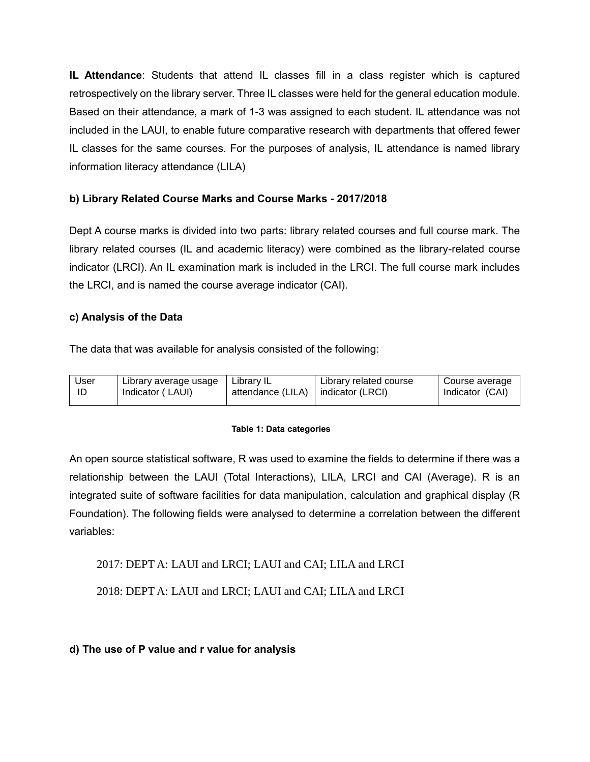**IL Attendance**: Students that attend IL classes fill in a class register which is captured retrospectively on the library server. Three IL classes were held for the general education module. Based on their attendance, a mark of 1-3 was assigned to each student. IL attendance was not included in the LAUI, to enable future comparative research with departments that offered fewer IL classes for the same courses. For the purposes of analysis, IL attendance is named library information literacy attendance (LILA)

**b) Library Related Course Marks and Course Marks - 2017/2018**

Dept A course marks is divided into two parts: library related courses and full course mark. The library related courses (IL and academic literacy) were combined as the library-related course indicator (LRCI). An IL examination mark is included in the LRCI. The full course mark includes the LRCI, and is named the course average indicator (CAI).

**c) Analysis of the Data**

The data that was available for analysis consisted of the following:

| User ID | Library average usage Indicator ( LAUI) | Library IL attendance (LILA) | Library related course indicator (LRCI) | Course average Indicator (CAI) |
|---|---|---|---|---|

**Table 1: Data categories**

An open source statistical software, R was used to examine the fields to determine if there was a relationship between the LAUI (Total Interactions), LILA, LRCI and CAI (Average). R is an integrated suite of software facilities for data manipulation, calculation and graphical display (R Foundation). The following fields were analysed to determine a correlation between the different variables:

2017: DEPT A: LAUI and LRCI; LAUI and CAI; LILA and LRCI

2018: DEPT A: LAUI and LRCI; LAUI and CAI; LILA and LRCI

**d) The use of P value and r value for analysis**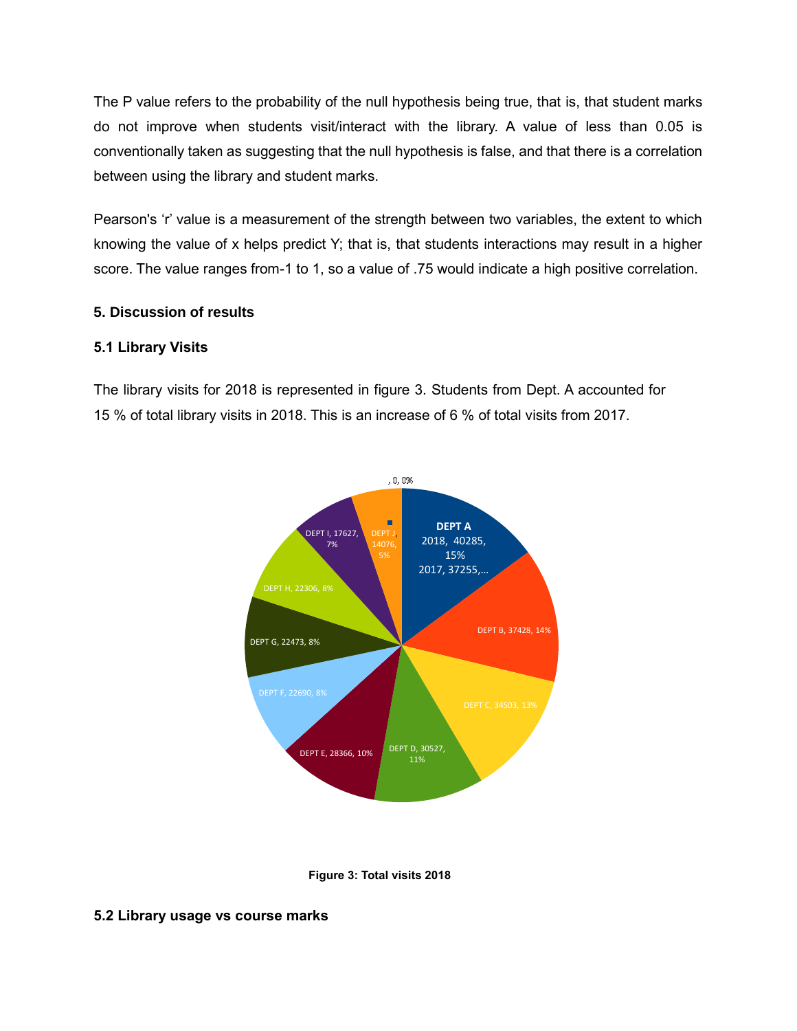The P value refers to the probability of the null hypothesis being true, that is, that student marks do not improve when students visit/interact with the library. A value of less than 0.05 is conventionally taken as suggesting that the null hypothesis is false, and that there is a correlation between using the library and student marks.

Pearson's 'r' value is a measurement of the strength between two variables, the extent to which knowing the value of x helps predict Y; that is, that students interactions may result in a higher score. The value ranges from-1 to 1, so a value of .75 would indicate a high positive correlation.

### 5. Discussion of results

### 5.1 Library Visits

The library visits for 2018 is represented in figure 3. Students from Dept. A accounted for 15 % of total library visits in 2018. This is an increase of 6 % of total visits from 2017.

**Figure 3: Total visits 2018**

### 5.2 Library usage vs course marks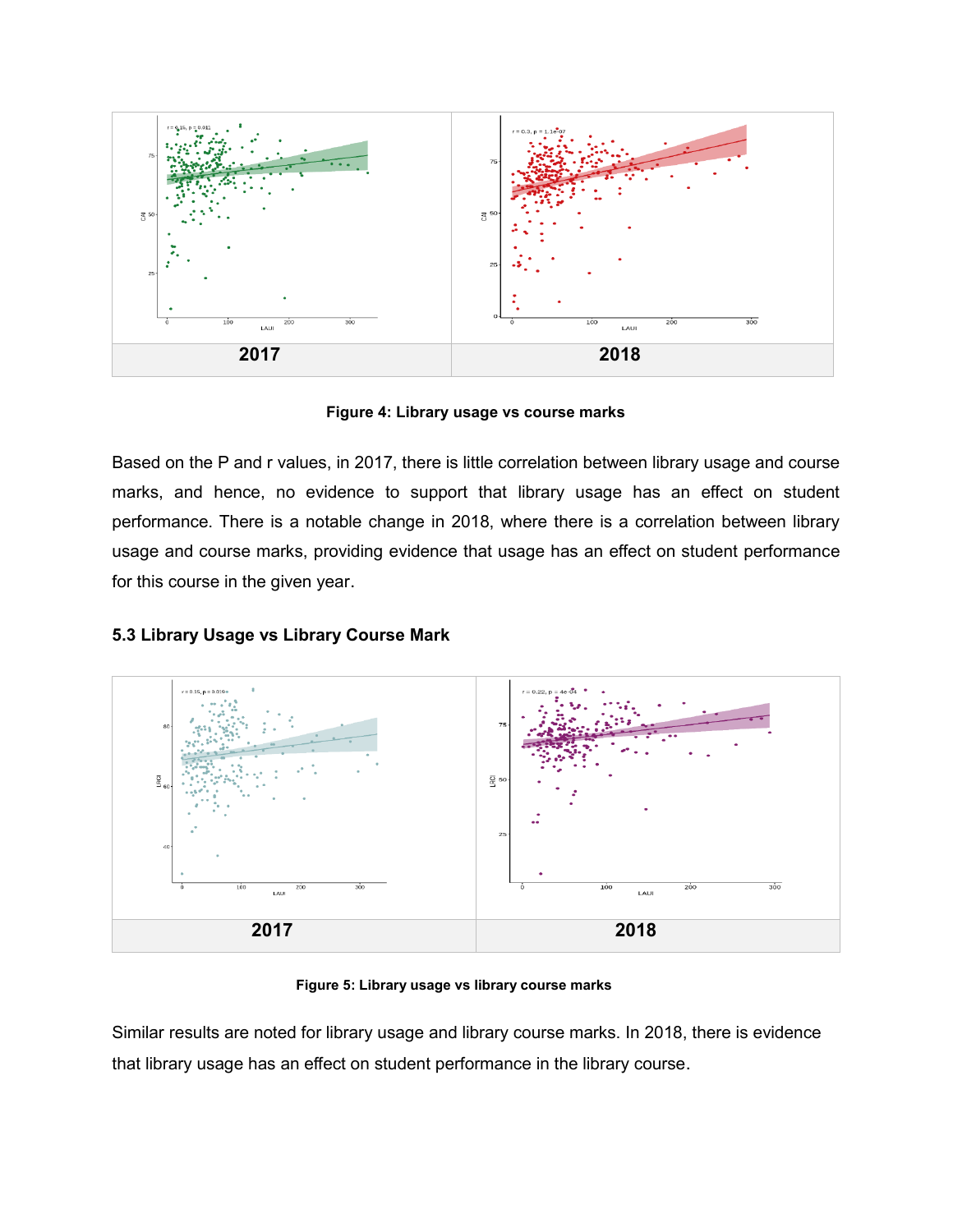| 2017 | 2018 |
| --- | --- |

**Figure 4: Library usage vs course marks**

Based on the P and r values, in 2017, there is little correlation between library usage and course marks, and hence, no evidence to support that library usage has an effect on student performance. There is a notable change in 2018, where there is a correlation between library usage and course marks, providing evidence that usage has an effect on student performance for this course in the given year.

### 5.3 Library Usage vs Library Course Mark

| 2017 | 2018 |
| --- | --- |

**Figure 5: Library usage vs library course marks**

Similar results are noted for library usage and library course marks. In 2018, there is evidence that library usage has an effect on student performance in the library course.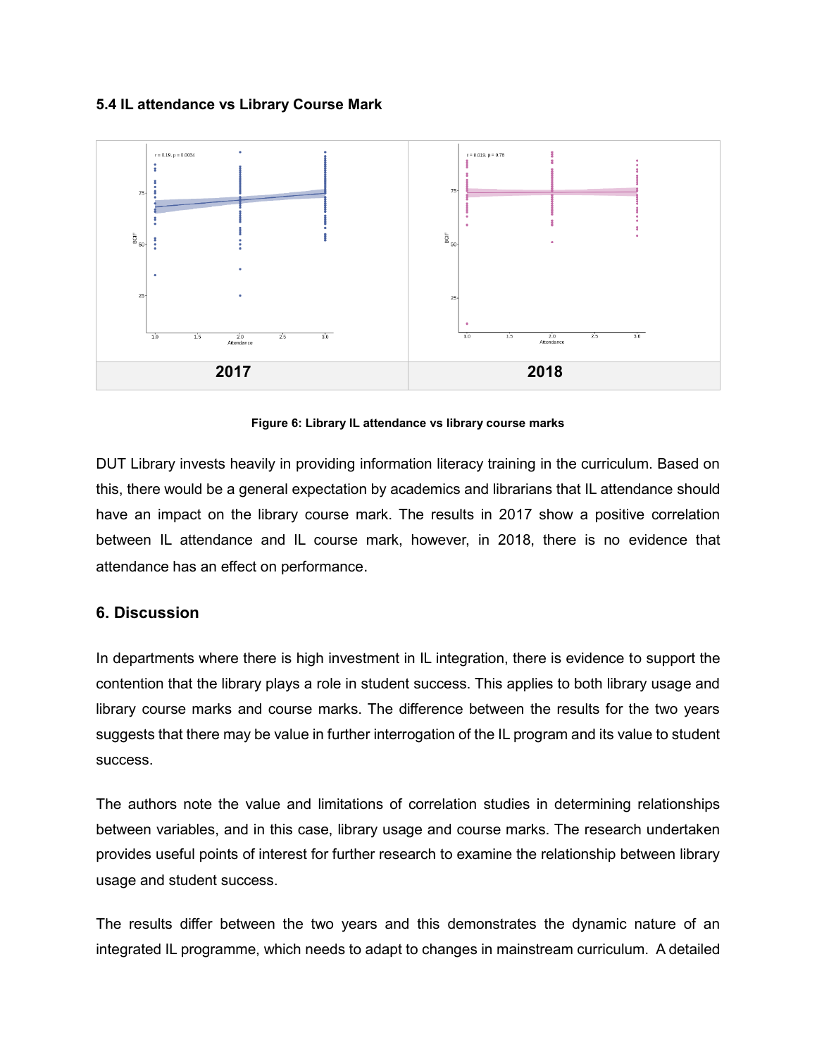### 5.4 IL attendance vs Library Course Mark

| 2017 | 2018 |
|---|---|

**Figure 6: Library IL attendance vs library course marks**

DUT Library invests heavily in providing information literacy training in the curriculum. Based on this, there would be a general expectation by academics and librarians that IL attendance should have an impact on the library course mark. The results in 2017 show a positive correlation between IL attendance and IL course mark, however, in 2018, there is no evidence that attendance has an effect on performance.

## 6. Discussion

In departments where there is high investment in IL integration, there is evidence to support the contention that the library plays a role in student success. This applies to both library usage and library course marks and course marks. The difference between the results for the two years suggests that there may be value in further interrogation of the IL program and its value to student success.

The authors note the value and limitations of correlation studies in determining relationships between variables, and in this case, library usage and course marks. The research undertaken provides useful points of interest for further research to examine the relationship between library usage and student success.

The results differ between the two years and this demonstrates the dynamic nature of an integrated IL programme, which needs to adapt to changes in mainstream curriculum. A detailed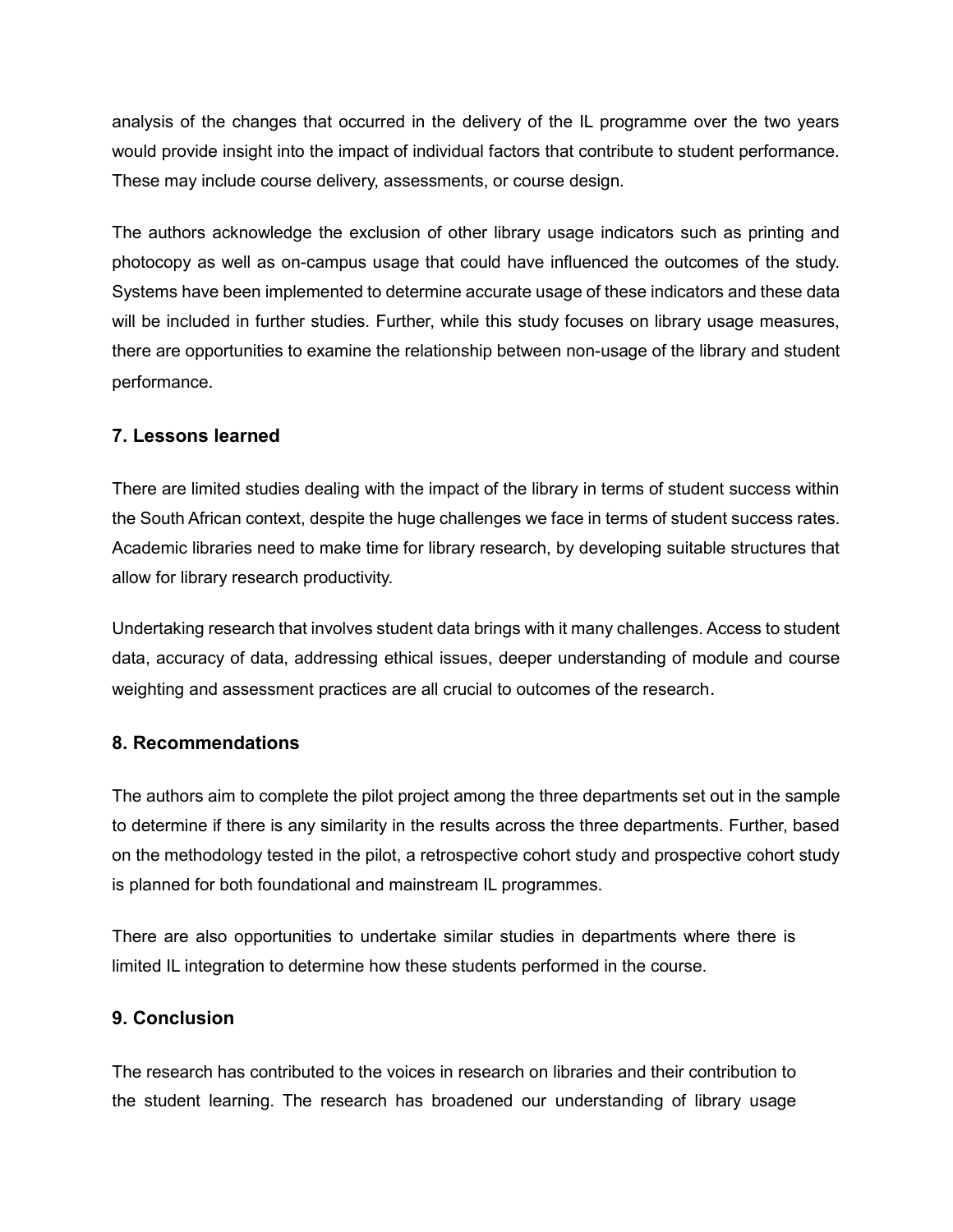analysis of the changes that occurred in the delivery of the IL programme over the two years would provide insight into the impact of individual factors that contribute to student performance. These may include course delivery, assessments, or course design.

The authors acknowledge the exclusion of other library usage indicators such as printing and photocopy as well as on-campus usage that could have influenced the outcomes of the study. Systems have been implemented to determine accurate usage of these indicators and these data will be included in further studies. Further, while this study focuses on library usage measures, there are opportunities to examine the relationship between non-usage of the library and student performance.

## 7. Lessons learned

There are limited studies dealing with the impact of the library in terms of student success within the South African context, despite the huge challenges we face in terms of student success rates. Academic libraries need to make time for library research, by developing suitable structures that allow for library research productivity.

Undertaking research that involves student data brings with it many challenges. Access to student data, accuracy of data, addressing ethical issues, deeper understanding of module and course weighting and assessment practices are all crucial to outcomes of the research.

## 8. Recommendations

The authors aim to complete the pilot project among the three departments set out in the sample to determine if there is any similarity in the results across the three departments. Further, based on the methodology tested in the pilot, a retrospective cohort study and prospective cohort study is planned for both foundational and mainstream IL programmes.

There are also opportunities to undertake similar studies in departments where there is limited IL integration to determine how these students performed in the course.

## 9. Conclusion

The research has contributed to the voices in research on libraries and their contribution to the student learning. The research has broadened our understanding of library usage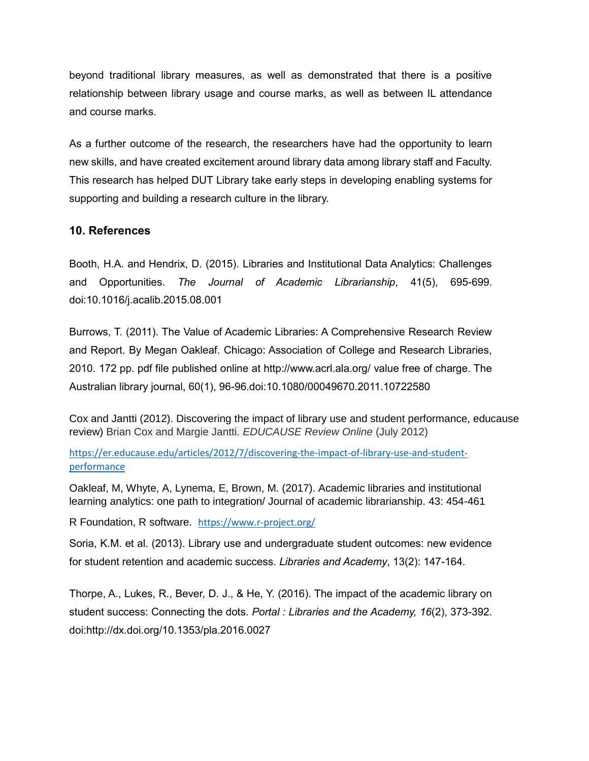beyond traditional library measures, as well as demonstrated that there is a positive relationship between library usage and course marks, as well as between IL attendance and course marks.

As a further outcome of the research, the researchers have had the opportunity to learn new skills, and have created excitement around library data among library staff and Faculty. This research has helped DUT Library take early steps in developing enabling systems for supporting and building a research culture in the library.

## 10. References

Booth, H.A. and Hendrix, D. (2015). Libraries and Institutional Data Analytics: Challenges and Opportunities. *The Journal of Academic Librarianship*, 41(5), 695-699. doi:10.1016/j.acalib.2015.08.001

Burrows, T. (2011). The Value of Academic Libraries: A Comprehensive Research Review and Report. By Megan Oakleaf. Chicago: Association of College and Research Libraries, 2010. 172 pp. pdf file published online at http://www.acrl.ala.org/ value free of charge. The Australian library journal, 60(1), 96-96.doi:10.1080/00049670.2011.10722580

Cox and Jantti (2012). Discovering the impact of library use and student performance, educause review) Brian Cox and Margie Jantti. *EDUCAUSE Review Online* (July 2012)

https://er.educause.edu/articles/2012/7/discovering-the-impact-of-library-use-and-student-performance

Oakleaf, M, Whyte, A, Lynema, E, Brown, M. (2017). Academic libraries and institutional learning analytics: one path to integration/ Journal of academic librarianship. 43: 454-461

R Foundation, R software. https://www.r-project.org/

Soria, K.M. et al. (2013). Library use and undergraduate student outcomes: new evidence for student retention and academic success. *Libraries and Academy*, 13(2): 147-164.

Thorpe, A., Lukes, R., Bever, D. J., & He, Y. (2016). The impact of the academic library on student success: Connecting the dots. *Portal : Libraries and the Academy, 16*(2), 373-392. doi:http://dx.doi.org/10.1353/pla.2016.0027